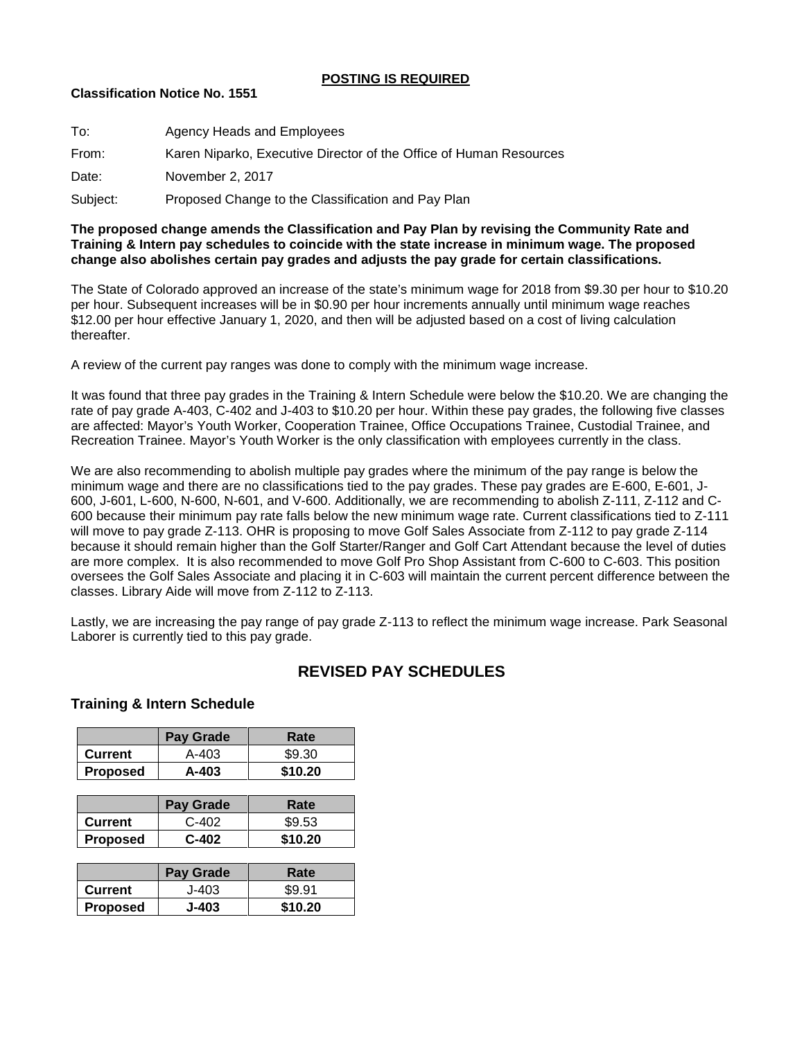**POSTING IS REQUIRED**

**Classification Notice No. 1551**

To: Agency Heads and Employees

From: Karen Niparko, Executive Director of the Office of Human Resources

Date: November 2, 2017

Subject: Proposed Change to the Classification and Pay Plan

**The proposed change amends the Classification and Pay Plan by revising the Community Rate and Training & Intern pay schedules to coincide with the state increase in minimum wage. The proposed change also abolishes certain pay grades and adjusts the pay grade for certain classifications.**

The State of Colorado approved an increase of the state's minimum wage for 2018 from $9.30 per hour to $10.20 per hour. Subsequent increases will be in $0.90 per hour increments annually until minimum wage reaches $12.00 per hour effective January 1, 2020, and then will be adjusted based on a cost of living calculation thereafter.

A review of the current pay ranges was done to comply with the minimum wage increase.

It was found that three pay grades in the Training & Intern Schedule were below the $10.20. We are changing the rate of pay grade A-403, C-402 and J-403 to $10.20 per hour. Within these pay grades, the following five classes are affected: Mayor's Youth Worker, Cooperation Trainee, Office Occupations Trainee, Custodial Trainee, and Recreation Trainee. Mayor's Youth Worker is the only classification with employees currently in the class.

We are also recommending to abolish multiple pay grades where the minimum of the pay range is below the minimum wage and there are no classifications tied to the pay grades. These pay grades are E-600, E-601, J-600, J-601, L-600, N-600, N-601, and V-600. Additionally, we are recommending to abolish Z-111, Z-112 and C-600 because their minimum pay rate falls below the new minimum wage rate. Current classifications tied to Z-111 will move to pay grade Z-113. OHR is proposing to move Golf Sales Associate from Z-112 to pay grade Z-114 because it should remain higher than the Golf Starter/Ranger and Golf Cart Attendant because the level of duties are more complex. It is also recommended to move Golf Pro Shop Assistant from C-600 to C-603. This position oversees the Golf Sales Associate and placing it in C-603 will maintain the current percent difference between the classes. Library Aide will move from Z-112 to Z-113.

Lastly, we are increasing the pay range of pay grade Z-113 to reflect the minimum wage increase. Park Seasonal Laborer is currently tied to this pay grade.

## REVISED PAY SCHEDULES

### Training & Intern Schedule

| | Pay Grade | Rate |
|---|---|---|
| **Current** | A-403 | $9.30 |
| **Proposed** | **A-403** | **$10.20** |

| | Pay Grade | Rate |
|---|---|---|
| **Current** | C-402 | $9.53 |
| **Proposed** | **C-402** | **$10.20** |

| | Pay Grade | Rate |
|---|---|---|
| **Current** | J-403 | $9.91 |
| **Proposed** | **J-403** | **$10.20** |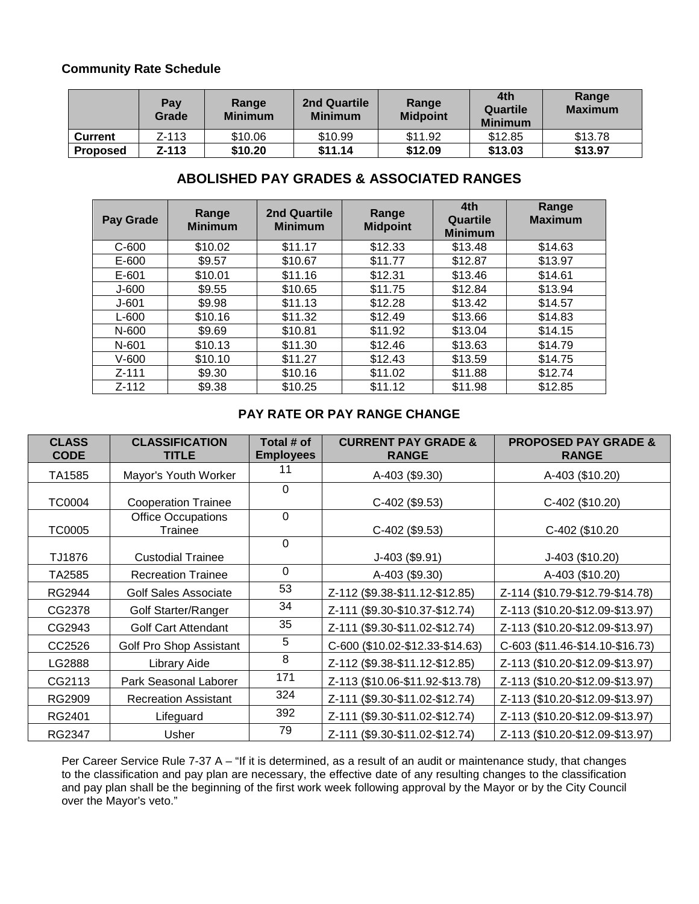**Community Rate Schedule**

| | Pay Grade | Range Minimum | 2nd Quartile Minimum | Range Midpoint | 4th Quartile Minimum | Range Maximum |
|---|---|---|---|---|---|---|
| **Current** | Z-113 | $10.06 | $10.99 | $11.92 | $12.85 | $13.78 |
| **Proposed** | **Z-113** | **$10.20** | **$11.14** | **$12.09** | **$13.03** | **$13.97** |

## ABOLISHED PAY GRADES & ASSOCIATED RANGES

| Pay Grade | Range Minimum | 2nd Quartile Minimum | Range Midpoint | 4th Quartile Minimum | Range Maximum |
|---|---|---|---|---|---|
| C-600 | $10.02 | $11.17 | $12.33 | $13.48 | $14.63 |
| E-600 | $9.57 | $10.67 | $11.77 | $12.87 | $13.97 |
| E-601 | $10.01 | $11.16 | $12.31 | $13.46 | $14.61 |
| J-600 | $9.55 | $10.65 | $11.75 | $12.84 | $13.94 |
| J-601 | $9.98 | $11.13 | $12.28 | $13.42 | $14.57 |
| L-600 | $10.16 | $11.32 | $12.49 | $13.66 | $14.83 |
| N-600 | $9.69 | $10.81 | $11.92 | $13.04 | $14.15 |
| N-601 | $10.13 | $11.30 | $12.46 | $13.63 | $14.79 |
| V-600 | $10.10 | $11.27 | $12.43 | $13.59 | $14.75 |
| Z-111 | $9.30 | $10.16 | $11.02 | $11.88 | $12.74 |
| Z-112 | $9.38 | $10.25 | $11.12 | $11.98 | $12.85 |

## PAY RATE OR PAY RANGE CHANGE

| CLASS CODE | CLASSIFICATION TITLE | Total # of Employees | CURRENT PAY GRADE & RANGE | PROPOSED PAY GRADE & RANGE |
|---|---|---|---|---|
| TA1585 | Mayor's Youth Worker | 11 | A-403 ($9.30) | A-403 ($10.20) |
| TC0004 | Cooperation Trainee | 0 | C-402 ($9.53) | C-402 ($10.20) |
| TC0005 | Office Occupations Trainee | 0 | C-402 ($9.53) | C-402 ($10.20 |
| TJ1876 | Custodial Trainee | 0 | J-403 ($9.91) | J-403 ($10.20) |
| TA2585 | Recreation Trainee | 0 | A-403 ($9.30) | A-403 ($10.20) |
| RG2944 | Golf Sales Associate | 53 | Z-112 ($9.38-$11.12-$12.85) | Z-114 ($10.79-$12.79-$14.78) |
| CG2378 | Golf Starter/Ranger | 34 | Z-111 ($9.30-$10.37-$12.74) | Z-113 ($10.20-$12.09-$13.97) |
| CG2943 | Golf Cart Attendant | 35 | Z-111 ($9.30-$11.02-$12.74) | Z-113 ($10.20-$12.09-$13.97) |
| CC2526 | Golf Pro Shop Assistant | 5 | C-600 ($10.02-$12.33-$14.63) | C-603 ($11.46-$14.10-$16.73) |
| LG2888 | Library Aide | 8 | Z-112 ($9.38-$11.12-$12.85) | Z-113 ($10.20-$12.09-$13.97) |
| CG2113 | Park Seasonal Laborer | 171 | Z-113 ($10.06-$11.92-$13.78) | Z-113 ($10.20-$12.09-$13.97) |
| RG2909 | Recreation Assistant | 324 | Z-111 ($9.30-$11.02-$12.74) | Z-113 ($10.20-$12.09-$13.97) |
| RG2401 | Lifeguard | 392 | Z-111 ($9.30-$11.02-$12.74) | Z-113 ($10.20-$12.09-$13.97) |
| RG2347 | Usher | 79 | Z-111 ($9.30-$11.02-$12.74) | Z-113 ($10.20-$12.09-$13.97) |

Per Career Service Rule 7-37 A – "If it is determined, as a result of an audit or maintenance study, that changes to the classification and pay plan are necessary, the effective date of any resulting changes to the classification and pay plan shall be the beginning of the first work week following approval by the Mayor or by the City Council over the Mayor's veto."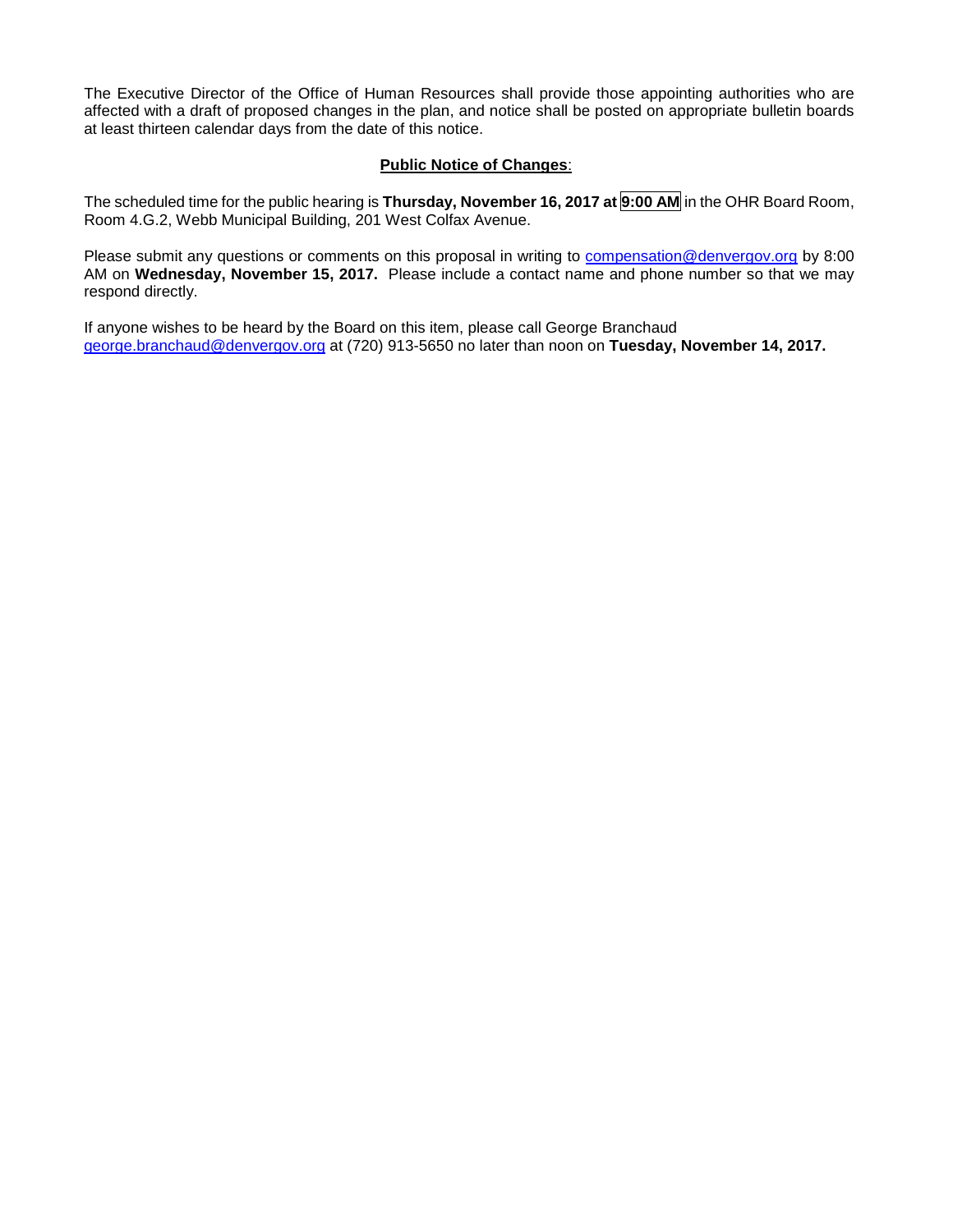The Executive Director of the Office of Human Resources shall provide those appointing authorities who are affected with a draft of proposed changes in the plan, and notice shall be posted on appropriate bulletin boards at least thirteen calendar days from the date of this notice.

**Public Notice of Changes**:

The scheduled time for the public hearing is **Thursday, November 16, 2017 at 9:00 AM** in the OHR Board Room, Room 4.G.2, Webb Municipal Building, 201 West Colfax Avenue.

Please submit any questions or comments on this proposal in writing to compensation@denvergov.org by 8:00 AM on **Wednesday, November 15, 2017.** Please include a contact name and phone number so that we may respond directly.

If anyone wishes to be heard by the Board on this item, please call George Branchaud george.branchaud@denvergov.org at (720) 913-5650 no later than noon on **Tuesday, November 14, 2017.**